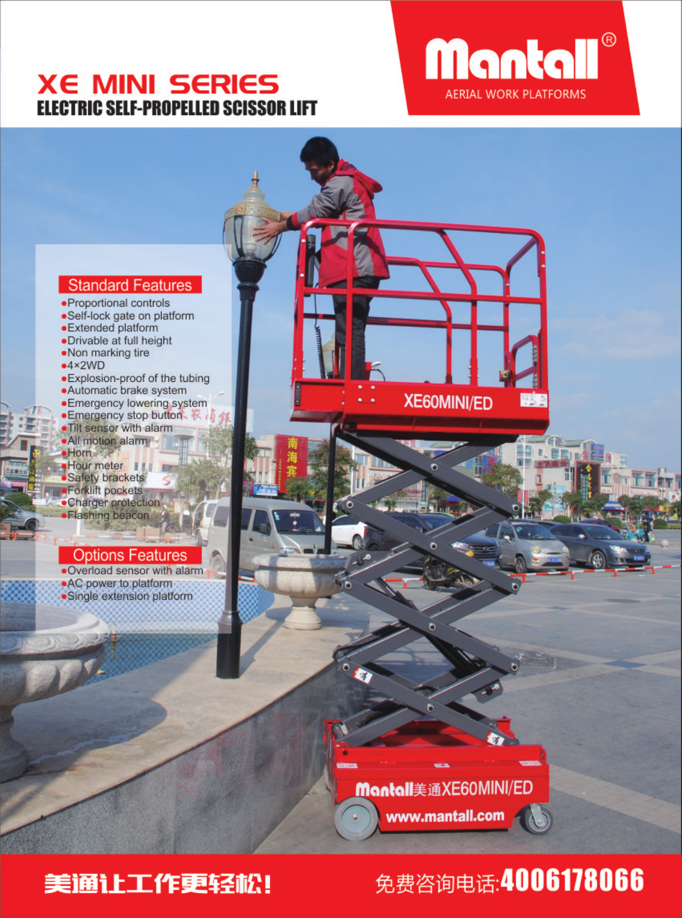# XE MINI SERIES

## ELECTRIC SELF-PROPELLED SCISSOR LIFT

Mantall®

AERIAL WORK PLATFORMS

### Standard Features

- Proportional controls
- Self-lock gate on platform
- Extended platform
- Drivable at full height
- Non marking tire
- 4×2WD
- Explosion-proof of the tubing
- Automatic brake system
- Emergency lowering system
- Emergency stop button
- Tilt sensor with alarm
- All motion alarm
- Horn
- Hour meter
- Safety brackets
- Forklift pockets
- Charger protection
- Flashing beacon

### Options Features

- Overload sensor with alarm
- AC power to platform
- Single extension platform

XE60MINI/ED

Mantall美通XE60MINI/ED

www.mantall.com

**美通让工作更轻松!**

免费咨询电话:**4006178066**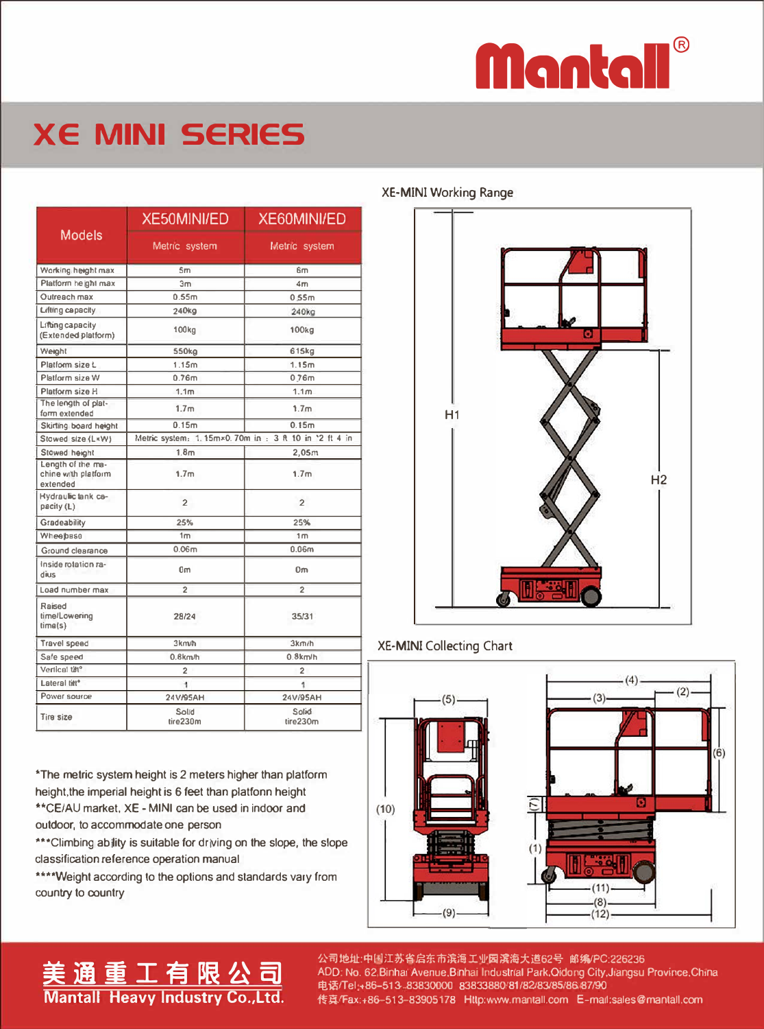# Mantall®

## XE MINI SERIES

| Models | XE50MINI/ED | XE60MINI/ED |
|---|---|---|
| | Metric system | Metric system |
| Working height max | 5m | 6m |
| Platform height max | 3m | 4m |
| Outreach max | 0.55m | 0.55m |
| Lifting capacity | 240kg | 240kg |
| Lifting capacity (Extended platform) | 100kg | 100kg |
| Weight | 550kg | 615kg |
| Platform size L | 1.15m | 1.15m |
| Platform size W | 0.76m | 0.76m |
| Platform size H | 1.1m | 1.1m |
| The length of platform extended | 1.7m | 1.7m |
| Skirting board height | 0.15m | 0.15m |
| Stowed size (L×W) | Metric system：1.15m×0.70m in：3 ft 10 in *2 ft 4 in | |
| Stowed height | 1.8m | 2.05m |
| Length of the machine with platform extended | 1.7m | 1.7m |
| Hydraulic tank capacity (L) | 2 | 2 |
| Gradeability | 25% | 25% |
| Wheelbase | 1m | 1m |
| Ground clearance | 0.06m | 0.06m |
| Inside rotation radius | 0m | 0m |
| Load number max | 2 | 2 |
| Raised time/Lowering time(s) | 28/24 | 35/31 |
| Travel speed | 3km/h | 3km/h |
| Safe speed | 0.8km/h | 0.8km/h |
| Vertical tilt° | 2 | 2 |
| Lateral tilt° | 1 | 1 |
| Power source | 24V/95AH | 24V/95AH |
| Tire size | Solid tire230m | Solid tire230m |

*The metric system height is 2 meters higher than platform height,the imperial height is 6 feet than platform height
**CE/AU market, XE - MINI can be used in indoor and outdoor, to accommodate one person
***Climbing ability is suitable for driving on the slope, the slope classification reference operation manual
****Weight according to the options and standards vary from country to country

XE-MINI Working Range

H1

H2

XE-MINI Collecting Chart

(1) (2) (3) (4) (5) (6) (7) (8) (9) (10) (11) (12)

美通重工有限公司
Mantall Heavy Industry Co.,Ltd.

公司地址:中国江苏省启东市滨海工业园滨海大道62号 邮编/PC:226236
ADD: No. 62,Binhai Avenue,Binhai Industrial Park,Qidong City,Jiangsu Province,China
电话/Tel:+86-513-83830000 83833880/81/82/83/85/86/87/90
传真/Fax:+86-513-83905178 Http:www.mantall.com E-mail:sales@mantall.com